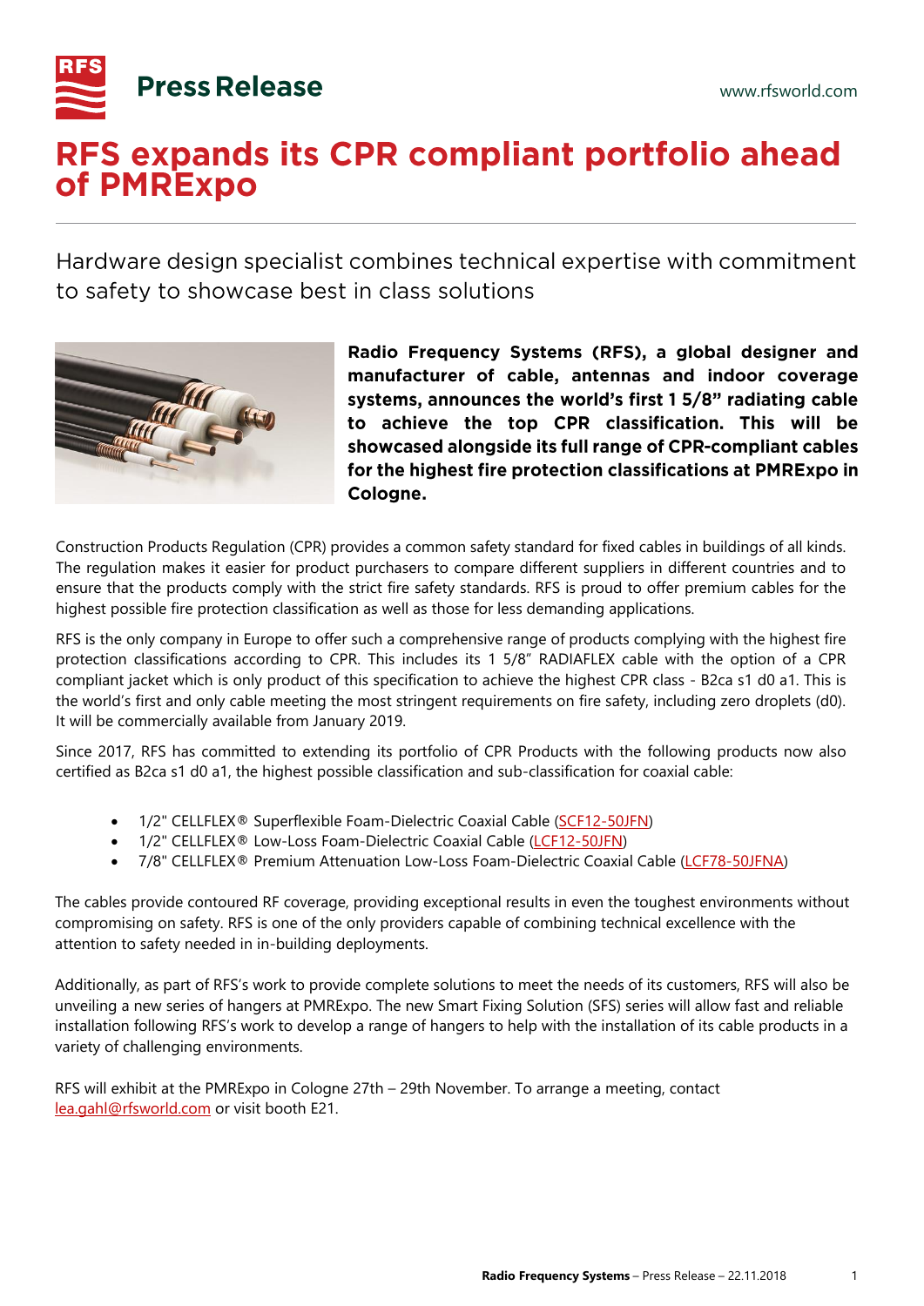# Press Release

www.rfsworld.com

# RFS expands its CPR compliant portfolio ahead of PMRExpo

## Hardware design specialist combines technical expertise with commitment to safety to showcase best in class solutions

**Radio Frequency Systems (RFS), a global designer and manufacturer of cable, antennas and indoor coverage systems, announces the world's first 1 5/8" radiating cable to achieve the top CPR classification. This will be showcased alongside its full range of CPR-compliant cables for the highest fire protection classifications at PMRExpo in Cologne.**

Construction Products Regulation (CPR) provides a common safety standard for fixed cables in buildings of all kinds. The regulation makes it easier for product purchasers to compare different suppliers in different countries and to ensure that the products comply with the strict fire safety standards. RFS is proud to offer premium cables for the highest possible fire protection classification as well as those for less demanding applications.

RFS is the only company in Europe to offer such a comprehensive range of products complying with the highest fire protection classifications according to CPR. This includes its 1 5/8" RADIAFLEX cable with the option of a CPR compliant jacket which is only product of this specification to achieve the highest CPR class - B2ca s1 d0 a1. This is the world's first and only cable meeting the most stringent requirements on fire safety, including zero droplets (d0). It will be commercially available from January 2019.

Since 2017, RFS has committed to extending its portfolio of CPR Products with the following products now also certified as B2ca s1 d0 a1, the highest possible classification and sub-classification for coaxial cable:

- 1/2" CELLFLEX® Superflexible Foam-Dielectric Coaxial Cable (SCF12-50JFN)
- 1/2" CELLFLEX® Low-Loss Foam-Dielectric Coaxial Cable (LCF12-50JFN)
- 7/8" CELLFLEX® Premium Attenuation Low-Loss Foam-Dielectric Coaxial Cable (LCF78-50JFNA)

The cables provide contoured RF coverage, providing exceptional results in even the toughest environments without compromising on safety. RFS is one of the only providers capable of combining technical excellence with the attention to safety needed in in-building deployments.

Additionally, as part of RFS's work to provide complete solutions to meet the needs of its customers, RFS will also be unveiling a new series of hangers at PMRExpo. The new Smart Fixing Solution (SFS) series will allow fast and reliable installation following RFS's work to develop a range of hangers to help with the installation of its cable products in a variety of challenging environments.

RFS will exhibit at the PMRExpo in Cologne 27th – 29th November. To arrange a meeting, contact lea.gahl@rfsworld.com or visit booth E21.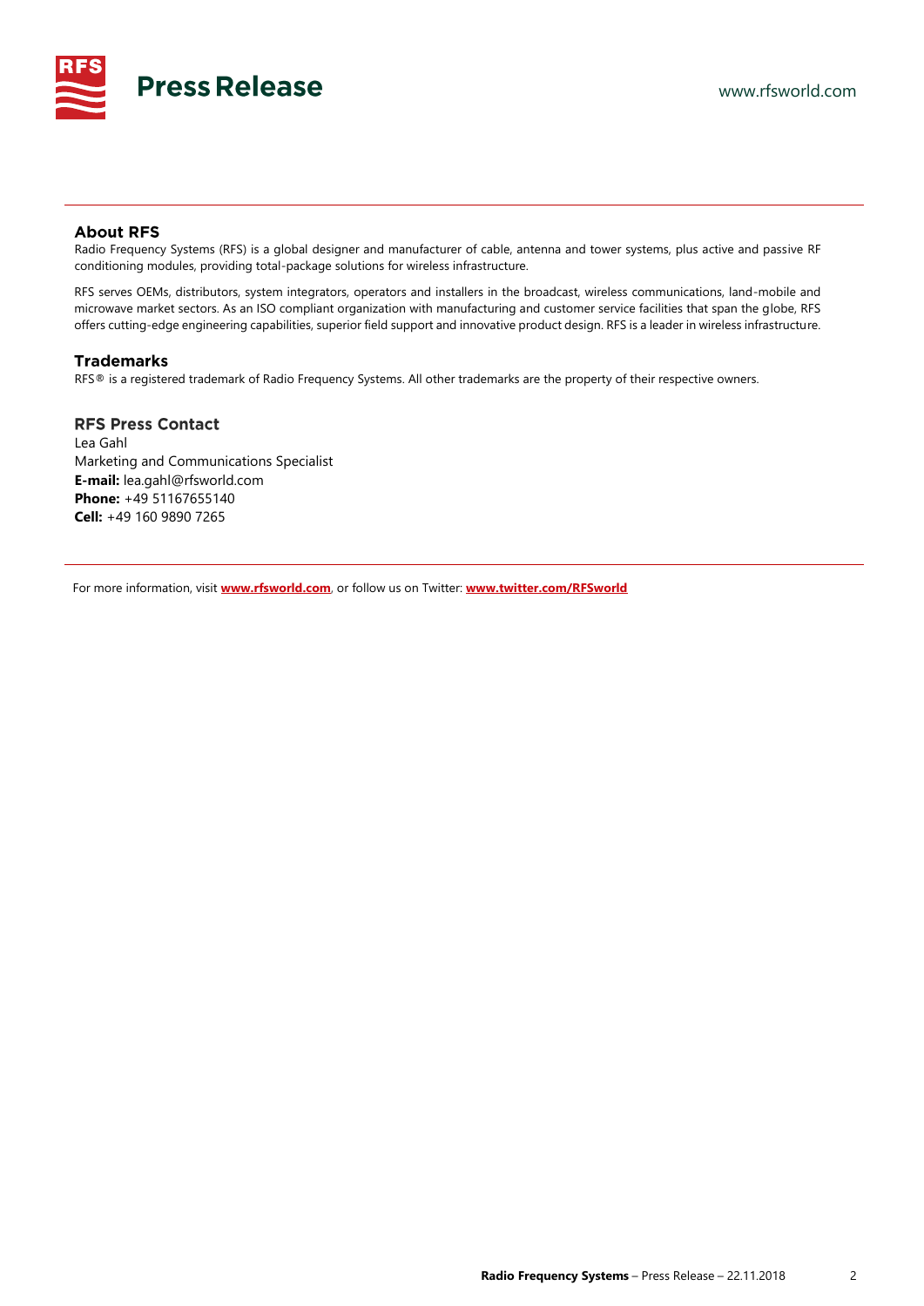## About RFS

Radio Frequency Systems (RFS) is a global designer and manufacturer of cable, antenna and tower systems, plus active and passive RF conditioning modules, providing total-package solutions for wireless infrastructure.

RFS serves OEMs, distributors, system integrators, operators and installers in the broadcast, wireless communications, land-mobile and microwave market sectors. As an ISO compliant organization with manufacturing and customer service facilities that span the globe, RFS offers cutting-edge engineering capabilities, superior field support and innovative product design. RFS is a leader in wireless infrastructure.

## Trademarks

RFS® is a registered trademark of Radio Frequency Systems. All other trademarks are the property of their respective owners.

## RFS Press Contact

Lea Gahl
Marketing and Communications Specialist
**E-mail:** lea.gahl@rfsworld.com
**Phone:** +49 51167655140
**Cell:** +49 160 9890 7265

For more information, visit **www.rfsworld.com**, or follow us on Twitter: **www.twitter.com/RFSworld**